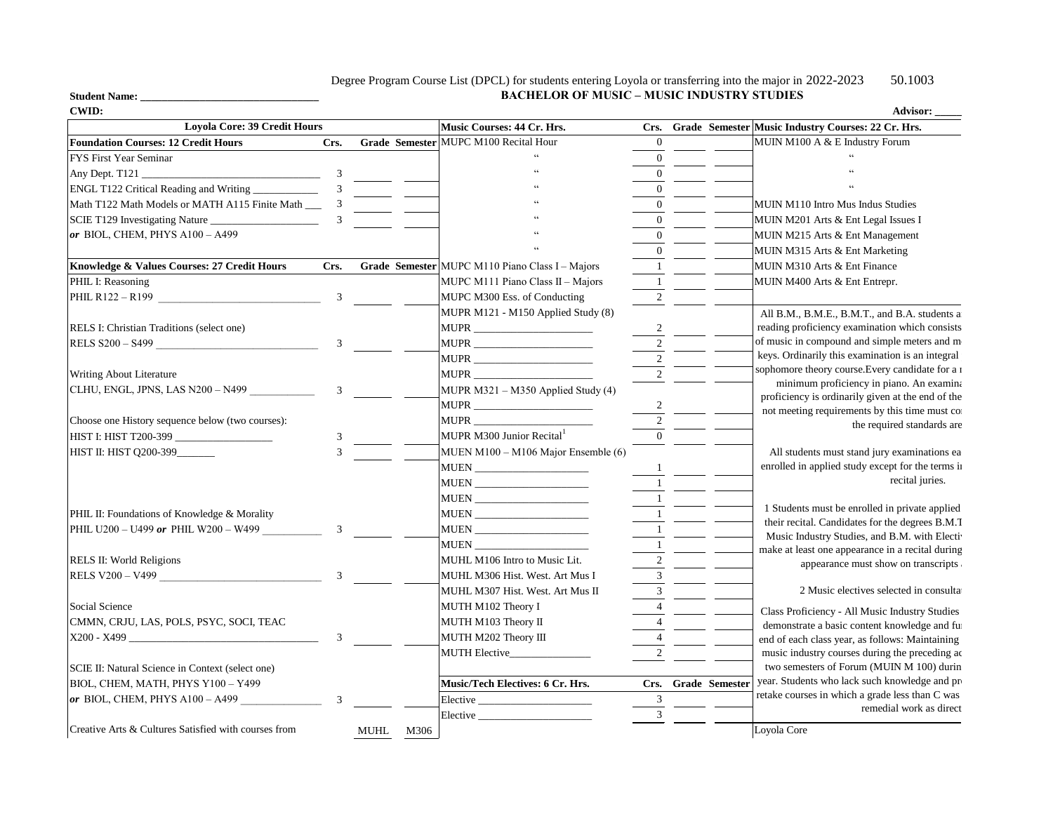Degree Program Course List (DPCL) for students entering Loyola or transferring into the major in 2022-2023 50.1003

**BACHELOR OF MUSIC – MUSIC INDUSTRY STUDIES**

**Student Name:** ________________________________

**CWID:**

**Advisor:** _____

| **Loyola Core: 39 Credit Hours** | | | |
|---|---|---|---|
| **Foundation Courses: 12 Credit Hours** | **Crs.** | **Grade** | **Semester** |
| FYS First Year Seminar | | | |
| Any Dept. T121 ________________________________ | 3 | | |
| ENGL T122 Critical Reading and Writing ____________ | 3 | | |
| Math T122 Math Models or MATH A115 Finite Math ___ | 3 | | |
| SCIE T129 Investigating Nature ____________________ | 3 | | |
| *or* BIOL, CHEM, PHYS A100 – A499 | | | |
| **Knowledge & Values Courses: 27 Credit Hours** | **Crs.** | **Grade** | **Semester** |
| PHIL I: Reasoning | | | |
| PHIL R122 – R199 ______________________________ | 3 | | |
| RELS I: Christian Traditions (select one) | | | |
| RELS S200 – S499 ______________________________ | 3 | | |
| Writing About Literature | | | |
| CLHU, ENGL, JPNS, LAS N200 – N499 ____________ | 3 | | |
| Choose one History sequence below (two courses): | | | |
| HIST I: HIST T200-399 _________________ | 3 | | |
| HIST II: HIST Q200-399_______ | 3 | | |
| PHIL II: Foundations of Knowledge & Morality | | | |
| PHIL U200 – U499 *or* PHIL W200 – W499 __________ | 3 | | |
| RELS II: World Religions | | | |
| RELS V200 – V499 ______________________________ | 3 | | |
| Social Science | | | |
| CMMN, CRJU, LAS, POLS, PSYC, SOCI, TEAC | | | |
| X200 - X499 ___________________________________ | 3 | | |
| SCIE II: Natural Science in Context (select one) | | | |
| BIOL, CHEM, MATH, PHYS Y100 – Y499 | | | |
| *or* BIOL, CHEM, PHYS A100 – A499 ______________ | 3 | | |
| Creative Arts & Cultures Satisfied with courses from | | MUHL | M306 |

| **Music Courses: 44 Cr. Hrs.** | **Crs.** | **Grade** | **Semester** |
|---|---|---|---|
| MUPC M100 Recital Hour | 0 | | |
| " | 0 | | |
| " | 0 | | |
| " | 0 | | |
| " | 0 | | |
| " | 0 | | |
| " | 0 | | |
| " | 0 | | |
| MUPC M110 Piano Class I – Majors | 1 | | |
| MUPC M111 Piano Class II – Majors | 1 | | |
| MUPC M300 Ess. of Conducting | 2 | | |
| MUPR M121 - M150 Applied Study (8) | | | |
| MUPR ______________________ | 2 | | |
| MUPR ______________________ | 2 | | |
| MUPR ______________________ | 2 | | |
| MUPR ______________________ | 2 | | |
| MUPR M321 – M350 Applied Study (4) | | | |
| MUPR ______________________ | 2 | | |
| MUPR ______________________ | 2 | | |
| MUPR M300 Junior Recital[1] | 0 | | |
| MUEN M100 – M106 Major Ensemble (6) | | | |
| MUEN _____________________ | 1 | | |
| MUEN _____________________ | 1 | | |
| MUEN _____________________ | 1 | | |
| MUEN _____________________ | 1 | | |
| MUEN _____________________ | 1 | | |
| MUEN _____________________ | 1 | | |
| MUHL M106 Intro to Music Lit. | 2 | | |
| MUHL M306 Hist. West. Art Mus I | 3 | | |
| MUHL M307 Hist. West. Art Mus II | 3 | | |
| MUTH M102 Theory I | 4 | | |
| MUTH M103 Theory II | 4 | | |
| MUTH M202 Theory III | 4 | | |
| MUTH Elective_______________ | 2 | | |

| **Music/Tech Electives: 6 Cr. Hrs.** | **Crs.** | **Grade** | **Semester** |
|---|---|---|---|
| Elective _____________________ | 3 | | |
| Elective _____________________ | 3 | | |

| **Music Industry Courses: 22 Cr. Hrs.** |
|---|
| MUIN M100 A & E Industry Forum |
| " |
| " |
| " |
| MUIN M110 Intro Mus Indus Studies |
| MUIN M201 Arts & Ent Legal Issues I |
| MUIN M215 Arts & Ent Management |
| MUIN M315 Arts & Ent Marketing |
| MUIN M310 Arts & Ent Finance |
| MUIN M400 Arts & Ent Entrepr. |

All B.M., B.M.E., B.M.T., and B.A. students a reading proficiency examination which consists of music in compound and simple meters and m keys. Ordinarily this examination is an integral sophomore theory course.Every candidate for a r minimum proficiency in piano. An examina proficiency is ordinarily given at the end of the not meeting requirements by this time must co the required standards are

All students must stand jury examinations ea enrolled in applied study except for the terms i recital juries.

1 Students must be enrolled in private applied their recital. Candidates for the degrees B.M.T Music Industry Studies, and B.M. with Electi make at least one appearance in a recital during appearance must show on transcripts

2 Music electives selected in consulta

Class Proficiency - All Music Industry Studies demonstrate a basic content knowledge and fu end of each class year, as follows: Maintaining music industry courses during the preceding ac two semesters of Forum (MUIN M 100) durin year. Students who lack such knowledge and pr retake courses in which a grade less than C was remedial work as direct

Loyola Core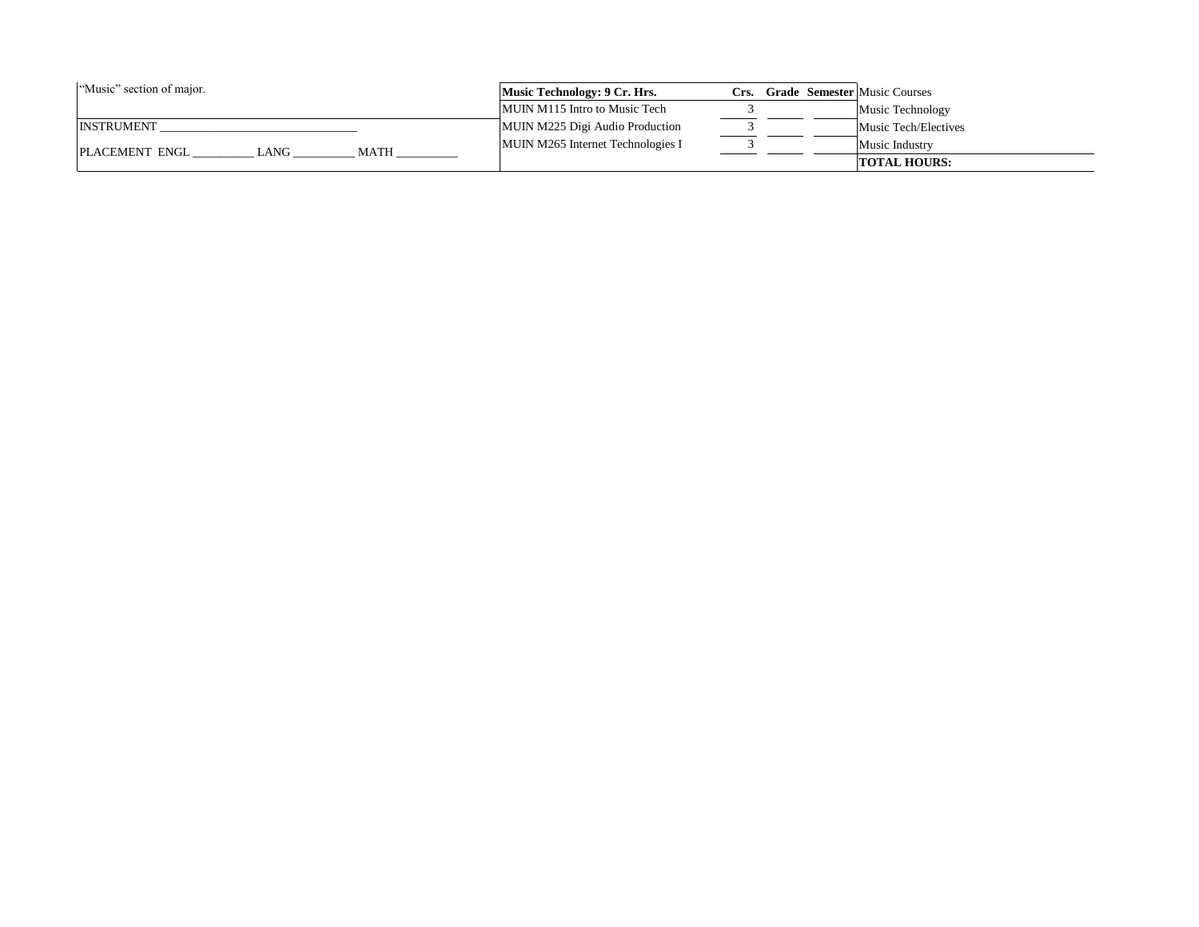"Music" section of major.

INSTRUMENT ______________________________

PLACEMENT ENGL __________ LANG __________ MATH __________

| Music Technology: 9 Cr. Hrs. | Crs. | Grade | Semester |
| --- | --- | --- | --- |
| MUIN M115 Intro to Music Tech | 3 | | |
| MUIN M225 Digi Audio Production | 3 | | |
| MUIN M265 Internet Technologies I | 3 | | |

| Music Courses |
| --- |
| Music Technology |
| Music Tech/Electives |
| Music Industry |
| **TOTAL HOURS:** |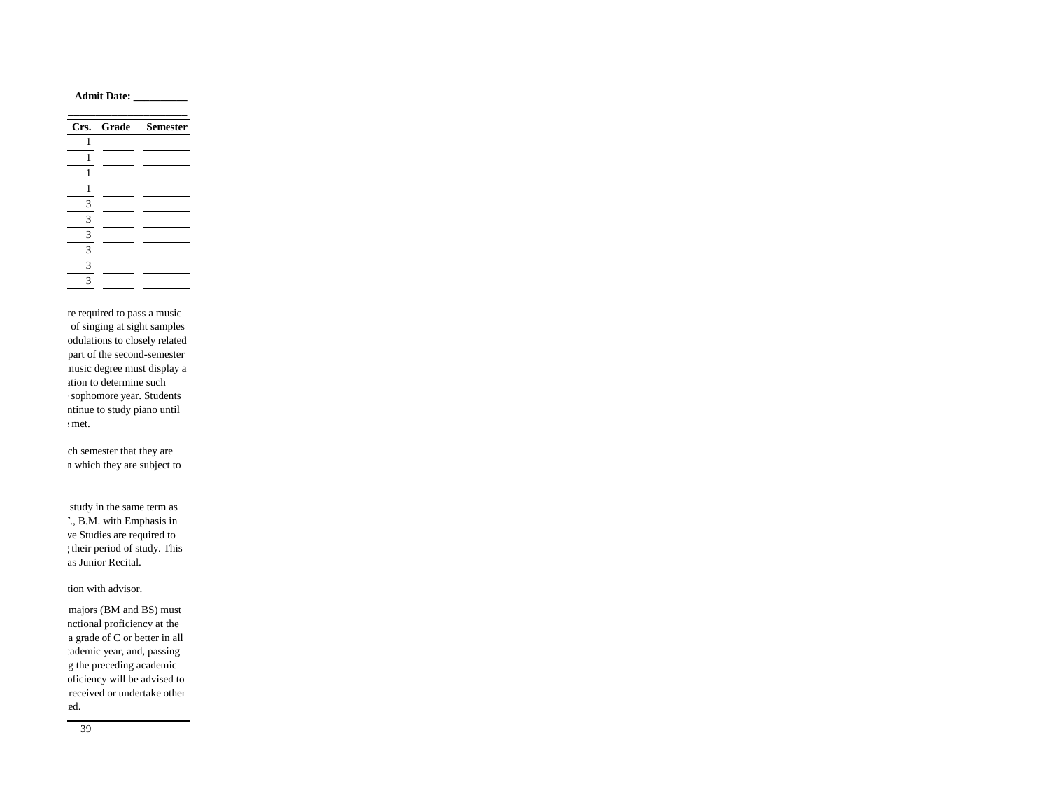**Admit Date: __________**

| Crs. | Grade | Semester |
|---|---|---|
| 1 | | |
| 1 | | |
| 1 | | |
| 1 | | |
| 3 | | |
| 3 | | |
| 3 | | |
| 3 | | |
| 3 | | |
| 3 | | |

re required to pass a music of singing at sight samples odulations to closely related part of the second-semester music degree must display a ation to determine such sophomore year. Students ntinue to study piano until met.

ch semester that they are n which they are subject to

study in the same term as ., B.M. with Emphasis in ve Studies are required to their period of study. This as Junior Recital.

tion with advisor.

majors (BM and BS) must nctional proficiency at the a grade of C or better in all ademic year, and, passing g the preceding academic oficiency will be advised to received or undertake other ed.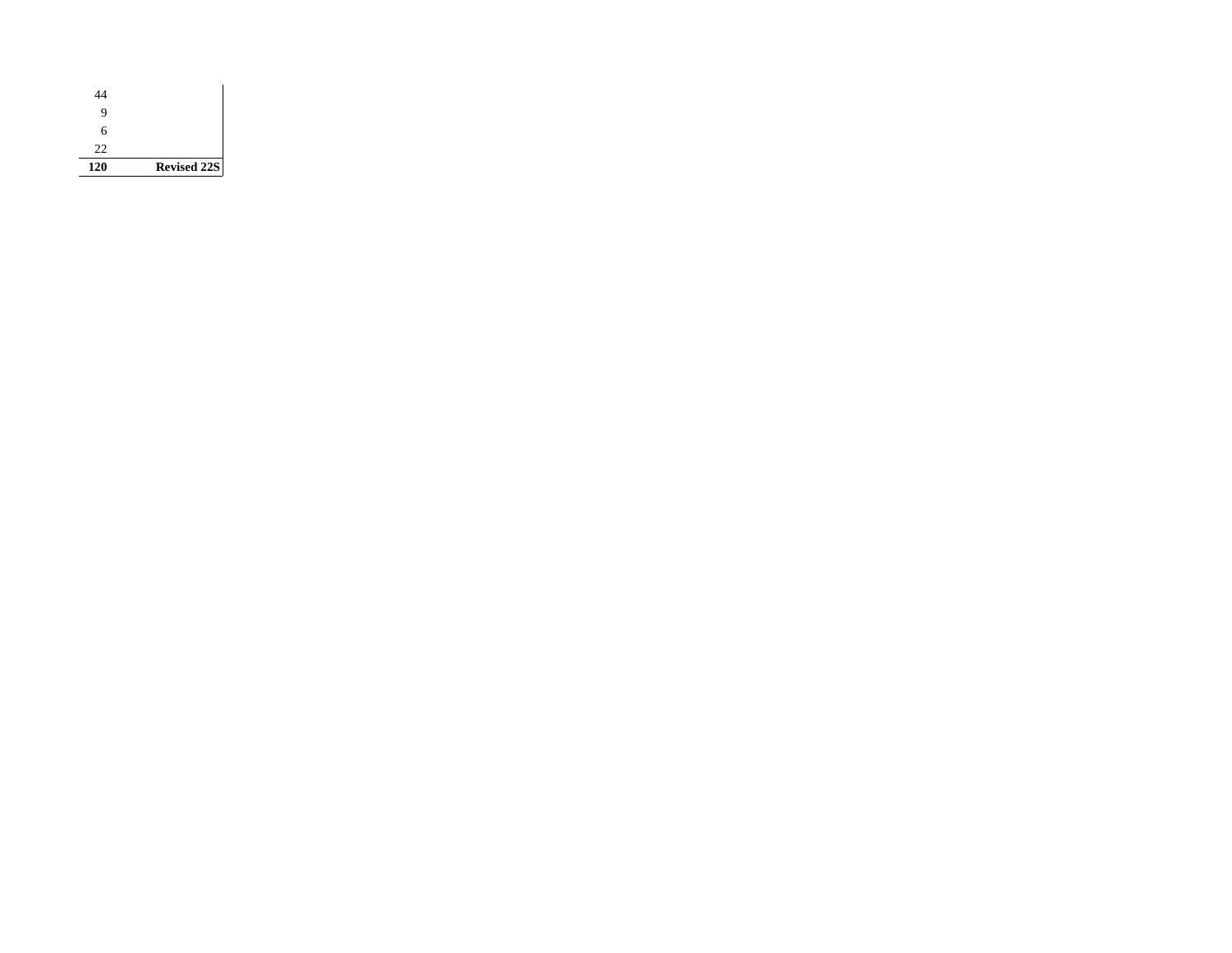| | |
|---|---|
| 44 | |
| 9 | |
| 6 | |
| 22 | |
| **120** | **Revised 22S** |